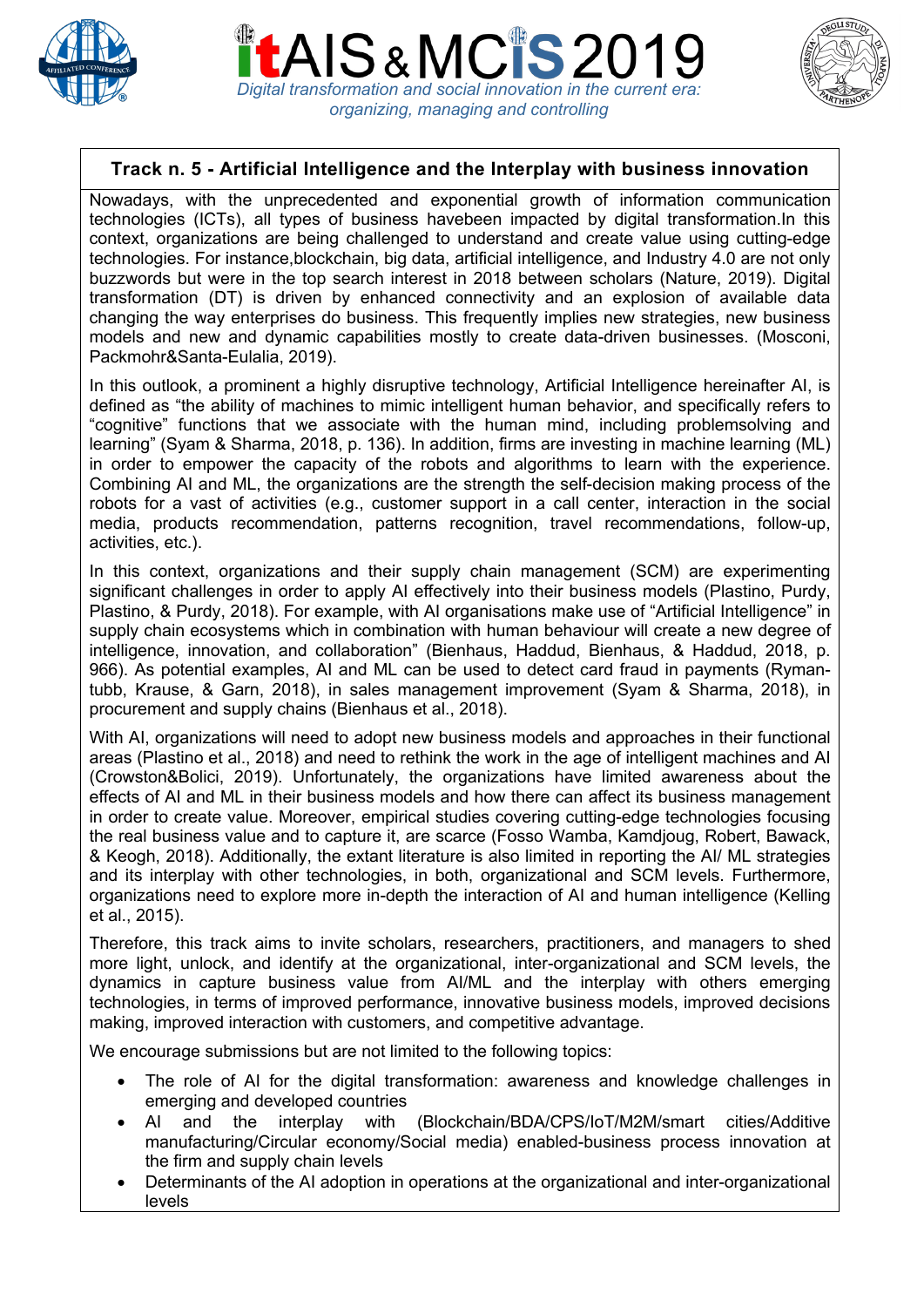# itAIS & MCIS 2019

*Digital transformation and social innovation in the current era: organizing, managing and controlling*

## Track n. 5 - Artificial Intelligence and the Interplay with business innovation

Nowadays, with the unprecedented and exponential growth of information communication technologies (ICTs), all types of business havebeen impacted by digital transformation.In this context, organizations are being challenged to understand and create value using cutting-edge technologies. For instance,blockchain, big data, artificial intelligence, and Industry 4.0 are not only buzzwords but were in the top search interest in 2018 between scholars (Nature, 2019). Digital transformation (DT) is driven by enhanced connectivity and an explosion of available data changing the way enterprises do business. This frequently implies new strategies, new business models and new and dynamic capabilities mostly to create data-driven businesses. (Mosconi, Packmohr&Santa-Eulalia, 2019).

In this outlook, a prominent a highly disruptive technology, Artificial Intelligence hereinafter AI, is defined as "the ability of machines to mimic intelligent human behavior, and specifically refers to "cognitive" functions that we associate with the human mind, including problemsolving and learning" (Syam & Sharma, 2018, p. 136). In addition, firms are investing in machine learning (ML) in order to empower the capacity of the robots and algorithms to learn with the experience. Combining AI and ML, the organizations are the strength the self-decision making process of the robots for a vast of activities (e.g., customer support in a call center, interaction in the social media, products recommendation, patterns recognition, travel recommendations, follow-up, activities, etc.).

In this context, organizations and their supply chain management (SCM) are experimenting significant challenges in order to apply AI effectively into their business models (Plastino, Purdy, Plastino, & Purdy, 2018). For example, with AI organisations make use of "Artificial Intelligence" in supply chain ecosystems which in combination with human behaviour will create a new degree of intelligence, innovation, and collaboration" (Bienhaus, Haddud, Bienhaus, & Haddud, 2018, p. 966). As potential examples, AI and ML can be used to detect card fraud in payments (Ryman-tubb, Krause, & Garn, 2018), in sales management improvement (Syam & Sharma, 2018), in procurement and supply chains (Bienhaus et al., 2018).

With AI, organizations will need to adopt new business models and approaches in their functional areas (Plastino et al., 2018) and need to rethink the work in the age of intelligent machines and AI (Crowston&Bolici, 2019). Unfortunately, the organizations have limited awareness about the effects of AI and ML in their business models and how there can affect its business management in order to create value. Moreover, empirical studies covering cutting-edge technologies focusing the real business value and to capture it, are scarce (Fosso Wamba, Kamdjoug, Robert, Bawack, & Keogh, 2018). Additionally, the extant literature is also limited in reporting the AI/ ML strategies and its interplay with other technologies, in both, organizational and SCM levels. Furthermore, organizations need to explore more in-depth the interaction of AI and human intelligence (Kelling et al., 2015).

Therefore, this track aims to invite scholars, researchers, practitioners, and managers to shed more light, unlock, and identify at the organizational, inter-organizational and SCM levels, the dynamics in capture business value from AI/ML and the interplay with others emerging technologies, in terms of improved performance, innovative business models, improved decisions making, improved interaction with customers, and competitive advantage.

We encourage submissions but are not limited to the following topics:

- The role of AI for the digital transformation: awareness and knowledge challenges in emerging and developed countries
- AI and the interplay with (Blockchain/BDA/CPS/IoT/M2M/smart cities/Additive manufacturing/Circular economy/Social media) enabled-business process innovation at the firm and supply chain levels
- Determinants of the AI adoption in operations at the organizational and inter-organizational levels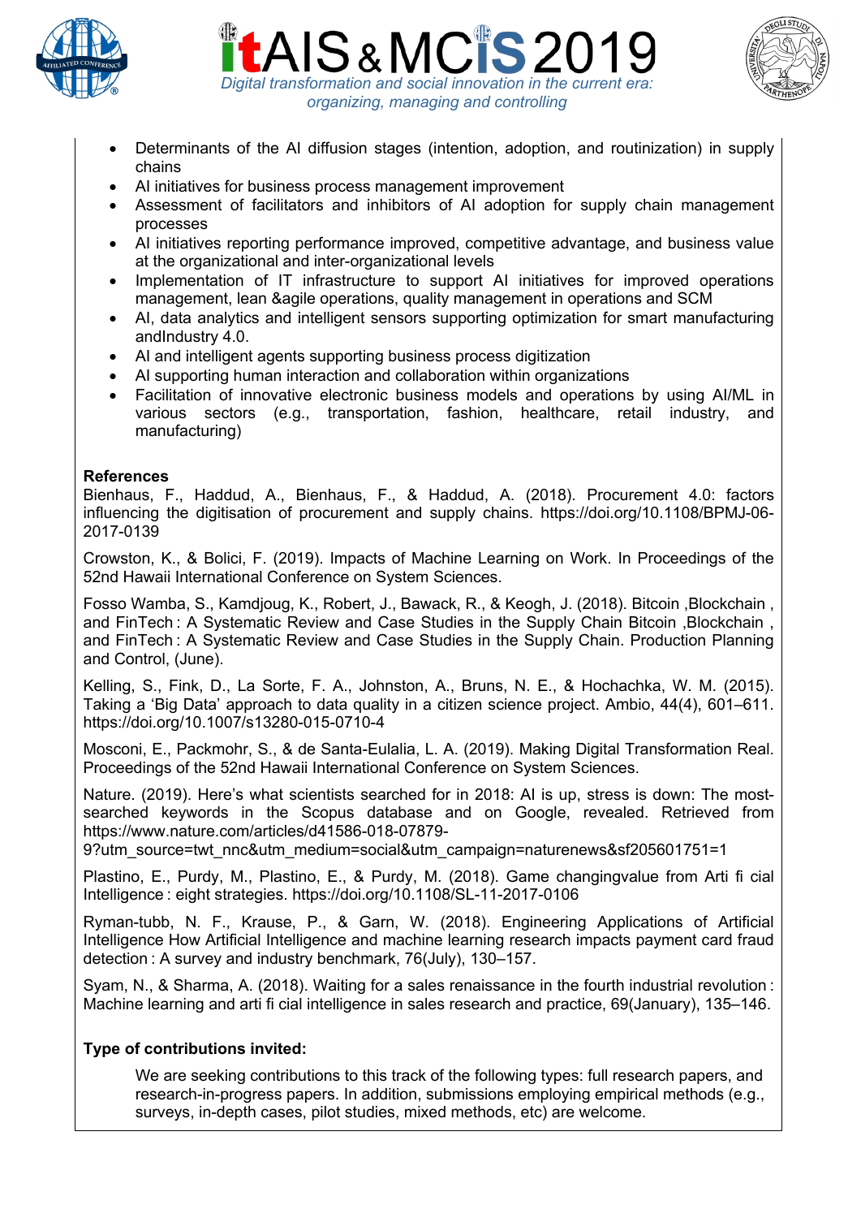- Determinants of the AI diffusion stages (intention, adoption, and routinization) in supply chains
- AI initiatives for business process management improvement
- Assessment of facilitators and inhibitors of AI adoption for supply chain management processes
- AI initiatives reporting performance improved, competitive advantage, and business value at the organizational and inter-organizational levels
- Implementation of IT infrastructure to support AI initiatives for improved operations management, lean &agile operations, quality management in operations and SCM
- AI, data analytics and intelligent sensors supporting optimization for smart manufacturing andIndustry 4.0.
- AI and intelligent agents supporting business process digitization
- AI supporting human interaction and collaboration within organizations
- Facilitation of innovative electronic business models and operations by using AI/ML in various sectors (e.g., transportation, fashion, healthcare, retail industry, and manufacturing)

**References**

Bienhaus, F., Haddud, A., Bienhaus, F., & Haddud, A. (2018). Procurement 4.0: factors influencing the digitisation of procurement and supply chains. https://doi.org/10.1108/BPMJ-06-2017-0139

Crowston, K., & Bolici, F. (2019). Impacts of Machine Learning on Work. In Proceedings of the 52nd Hawaii International Conference on System Sciences.

Fosso Wamba, S., Kamdjoug, K., Robert, J., Bawack, R., & Keogh, J. (2018). Bitcoin ,Blockchain , and FinTech : A Systematic Review and Case Studies in the Supply Chain Bitcoin ,Blockchain , and FinTech : A Systematic Review and Case Studies in the Supply Chain. Production Planning and Control, (June).

Kelling, S., Fink, D., La Sorte, F. A., Johnston, A., Bruns, N. E., & Hochachka, W. M. (2015). Taking a 'Big Data' approach to data quality in a citizen science project. Ambio, 44(4), 601–611. https://doi.org/10.1007/s13280-015-0710-4

Mosconi, E., Packmohr, S., & de Santa-Eulalia, L. A. (2019). Making Digital Transformation Real. Proceedings of the 52nd Hawaii International Conference on System Sciences.

Nature. (2019). Here's what scientists searched for in 2018: AI is up, stress is down: The most-searched keywords in the Scopus database and on Google, revealed. Retrieved from https://www.nature.com/articles/d41586-018-07879-9?utm_source=twt_nnc&utm_medium=social&utm_campaign=naturenews&sf205601751=1

Plastino, E., Purdy, M., Plastino, E., & Purdy, M. (2018). Game changingvalue from Arti fi cial Intelligence : eight strategies. https://doi.org/10.1108/SL-11-2017-0106

Ryman-tubb, N. F., Krause, P., & Garn, W. (2018). Engineering Applications of Artificial Intelligence How Artificial Intelligence and machine learning research impacts payment card fraud detection : A survey and industry benchmark, 76(July), 130–157.

Syam, N., & Sharma, A. (2018). Waiting for a sales renaissance in the fourth industrial revolution : Machine learning and arti fi cial intelligence in sales research and practice, 69(January), 135–146.

**Type of contributions invited:**

We are seeking contributions to this track of the following types: full research papers, and research-in-progress papers. In addition, submissions employing empirical methods (e.g., surveys, in-depth cases, pilot studies, mixed methods, etc) are welcome.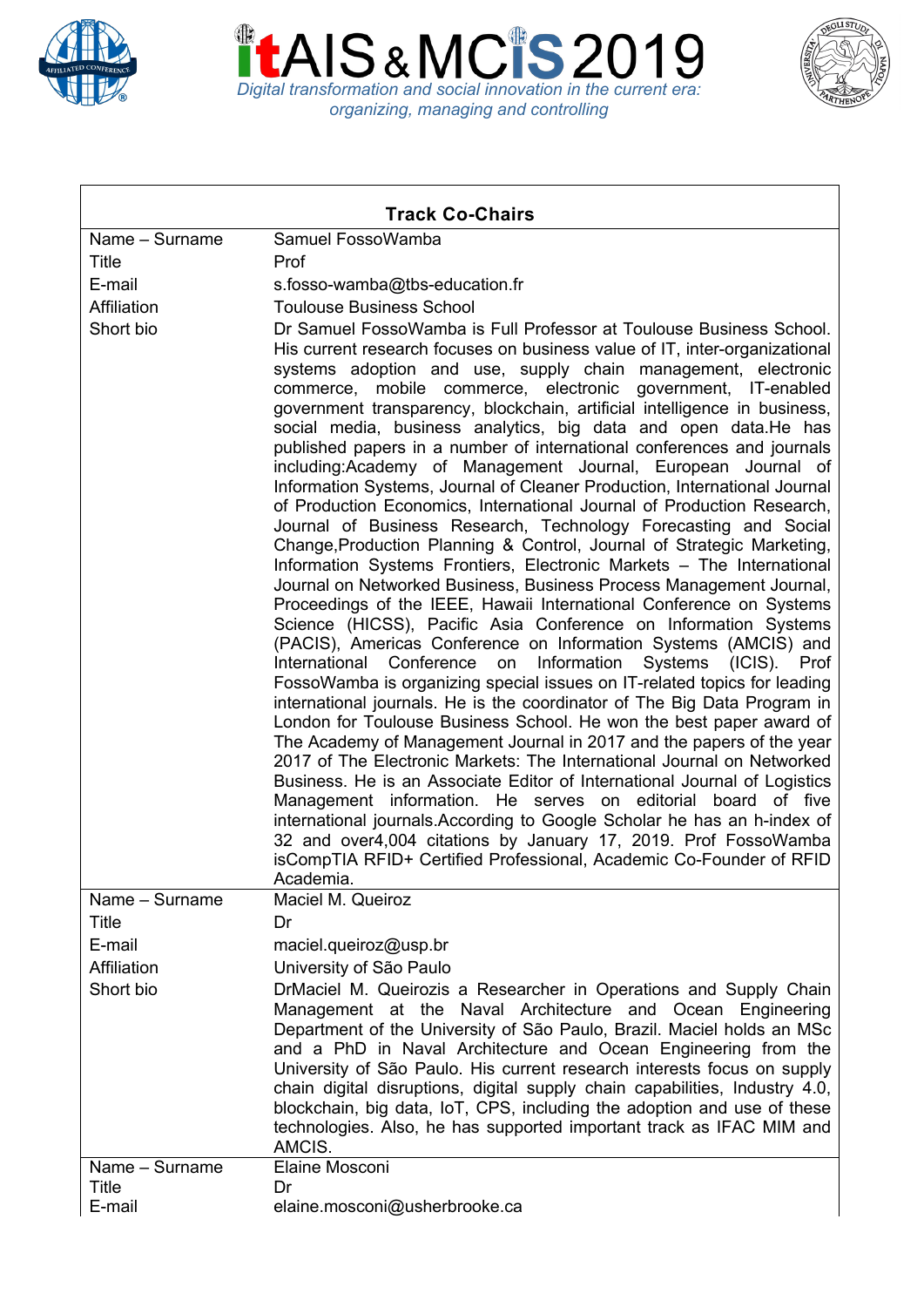| Track Co-Chairs | |
|---|---|
| Name – Surname | Samuel FossoWamba |
| Title | Prof |
| E-mail | s.fosso-wamba@tbs-education.fr |
| Affiliation | Toulouse Business School |
| Short bio | Dr Samuel FossoWamba is Full Professor at Toulouse Business School. His current research focuses on business value of IT, inter-organizational systems adoption and use, supply chain management, electronic commerce, mobile commerce, electronic government, IT-enabled government transparency, blockchain, artificial intelligence in business, social media, business analytics, big data and open data.He has published papers in a number of international conferences and journals including:Academy of Management Journal, European Journal of Information Systems, Journal of Cleaner Production, International Journal of Production Economics, International Journal of Production Research, Journal of Business Research, Technology Forecasting and Social Change,Production Planning & Control, Journal of Strategic Marketing, Information Systems Frontiers, Electronic Markets – The International Journal on Networked Business, Business Process Management Journal, Proceedings of the IEEE, Hawaii International Conference on Systems Science (HICSS), Pacific Asia Conference on Information Systems (PACIS), Americas Conference on Information Systems (AMCIS) and International Conference on Information Systems (ICIS). Prof FossoWamba is organizing special issues on IT-related topics for leading international journals. He is the coordinator of The Big Data Program in London for Toulouse Business School. He won the best paper award of The Academy of Management Journal in 2017 and the papers of the year 2017 of The Electronic Markets: The International Journal on Networked Business. He is an Associate Editor of International Journal of Logistics Management information. He serves on editorial board of five international journals.According to Google Scholar he has an h-index of 32 and over4,004 citations by January 17, 2019. Prof FossoWamba isCompTIA RFID+ Certified Professional, Academic Co-Founder of RFID Academia. |
| Name – Surname | Maciel M. Queiroz |
| Title | Dr |
| E-mail | maciel.queiroz@usp.br |
| Affiliation | University of São Paulo |
| Short bio | DrMaciel M. Queirozis a Researcher in Operations and Supply Chain Management at the Naval Architecture and Ocean Engineering Department of the University of São Paulo, Brazil. Maciel holds an MSc and a PhD in Naval Architecture and Ocean Engineering from the University of São Paulo. His current research interests focus on supply chain digital disruptions, digital supply chain capabilities, Industry 4.0, blockchain, big data, IoT, CPS, including the adoption and use of these technologies. Also, he has supported important track as IFAC MIM and AMCIS. |
| Name – Surname | Elaine Mosconi |
| Title | Dr |
| E-mail | elaine.mosconi@usherbrooke.ca |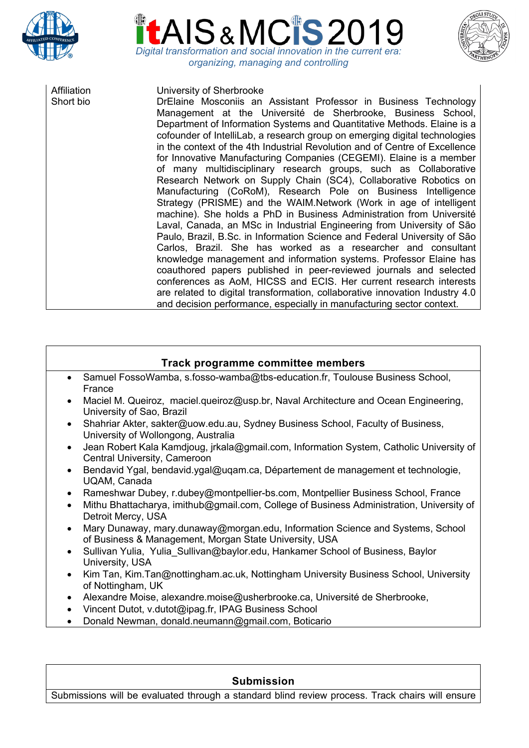| | |
|---|---|
| Affiliation | University of Sherbrooke |
| Short bio | DrElaine Mosconiis an Assistant Professor in Business Technology Management at the Université de Sherbrooke, Business School, Department of Information Systems and Quantitative Methods. Elaine is a cofounder of IntelliLab, a research group on emerging digital technologies in the context of the 4th Industrial Revolution and of Centre of Excellence for Innovative Manufacturing Companies (CEGEMI). Elaine is a member of many multidisciplinary research groups, such as Collaborative Research Network on Supply Chain (SC4), Collaborative Robotics on Manufacturing (CoRoM), Research Pole on Business Intelligence Strategy (PRISME) and the WAIM.Network (Work in age of intelligent machine). She holds a PhD in Business Administration from Université Laval, Canada, an MSc in Industrial Engineering from University of São Paulo, Brazil, B.Sc. in Information Science and Federal University of São Carlos, Brazil. She has worked as a researcher and consultant knowledge management and information systems. Professor Elaine has coauthored papers published in peer-reviewed journals and selected conferences as AoM, HICSS and ECIS. Her current research interests are related to digital transformation, collaborative innovation Industry 4.0 and decision performance, especially in manufacturing sector context. |

## Track programme committee members

- Samuel FossoWamba, s.fosso-wamba@tbs-education.fr, Toulouse Business School, France
- Maciel M. Queiroz, maciel.queiroz@usp.br, Naval Architecture and Ocean Engineering, University of Sao Paulo, Brazil
- Shahriar Akter, sakter@uow.edu.au, Sydney Business School, Faculty of Business, University of Wollongong, Australia
- Jean Robert Kala Kamdjoug, jrkala@gmail.com, Information System, Catholic University of Central University, Cameroon
- Bendavid Ygal, bendavid.ygal@uqam.ca, Département de management et technologie, UQAM, Canada
- Rameshwar Dubey, r.dubey@montpellier-bs.com, Montpellier Business School, France
- Mithu Bhattacharya, imithub@gmail.com, College of Business Administration, University of Detroit Mercy, USA
- Mary Dunaway, mary.dunaway@morgan.edu, Information Science and Systems, School of Business & Management, Morgan State University, USA
- Sullivan Yulia, Yulia_Sullivan@baylor.edu, Hankamer School of Business, Baylor University, USA
- Kim Tan, Kim.Tan@nottingham.ac.uk, Nottingham University Business School, University of Nottingham, UK
- Alexandre Moise, alexandre.moise@usherbrooke.ca, Université de Sherbrooke,
- Vincent Dutot, v.dutot@ipag.fr, IPAG Business School
- Donald Newman, donald.neumann@gmail.com, Boticario

## Submission

Submissions will be evaluated through a standard blind review process. Track chairs will ensure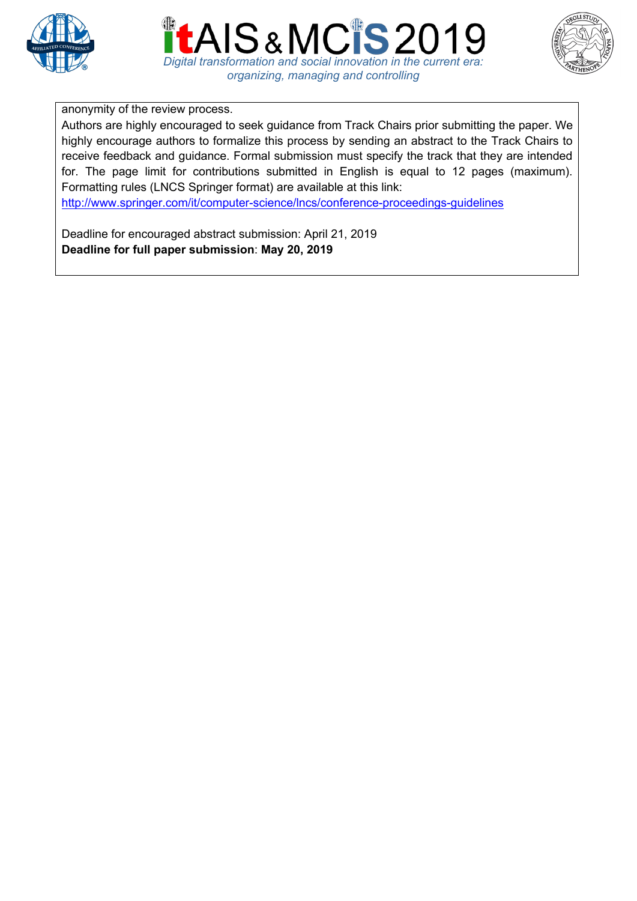anonymity of the review process.

Authors are highly encouraged to seek guidance from Track Chairs prior submitting the paper. We highly encourage authors to formalize this process by sending an abstract to the Track Chairs to receive feedback and guidance. Formal submission must specify the track that they are intended for. The page limit for contributions submitted in English is equal to 12 pages (maximum). Formatting rules (LNCS Springer format) are available at this link:

http://www.springer.com/it/computer-science/lncs/conference-proceedings-guidelines

Deadline for encouraged abstract submission: April 21, 2019

**Deadline for full paper submission**: **May 20, 2019**